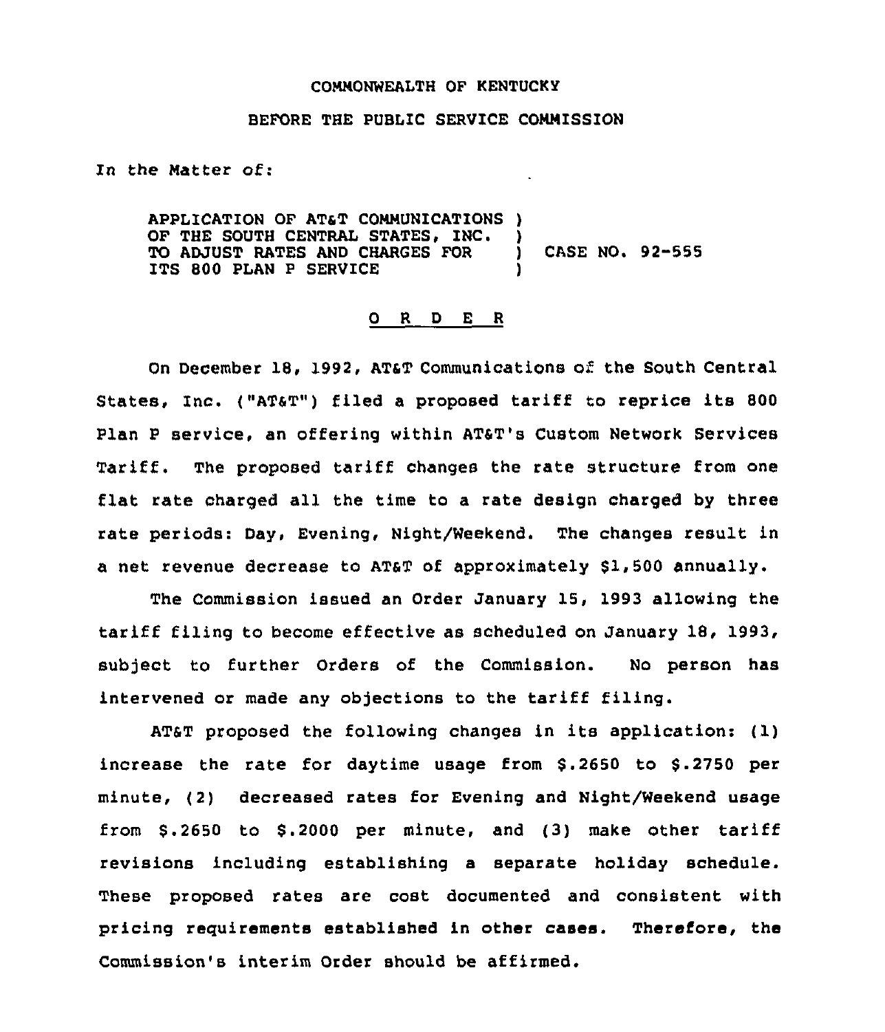COMMONWEALTH OF KENTUCKY

BEFORE THE PUBLIC SERVICE COMMISSION

In the Matter of:

APPLICATION OF AT&T COMMUNICATIONS OF THE SOUTH CENTRAL STATES, INC. TO ADJUST RATES AND CHARGES FOR ITS 800 PLAN P SERVICE ) CASE NO. 92-555

<u>O R D E R</u>

On December 18, 1992, AT&T Communications of the South Central States, Inc. ("AT&T") filed a proposed tariff to reprice its 800 Plan P service, an offering within AT&T's Custom Network Services Tariff. The proposed tariff changes the rate structure from one flat rate charged all the time to a rate design charged by three rate periods: Day, Evening, Night/Weekend. The changes result in a net revenue decrease to AT&T of approximately $1,500 annually.

The Commission issued an Order January 15, 1993 allowing the tariff filing to become effective as scheduled on January 18, 1993, subject to further Orders of the Commission. No person has intervened or made any objections to the tariff filing.

AT&T proposed the following changes in its application: (1) increase the rate for daytime usage from $.2650 to $.2750 per minute, (2) decreased rates for Evening and Night/Weekend usage from $.2650 to $.2000 per minute, and (3) make other tariff revisions including establishing a separate holiday schedule. These proposed rates are cost documented and consistent with pricing requirements established in other cases. Therefore, the Commission's interim Order should be affirmed.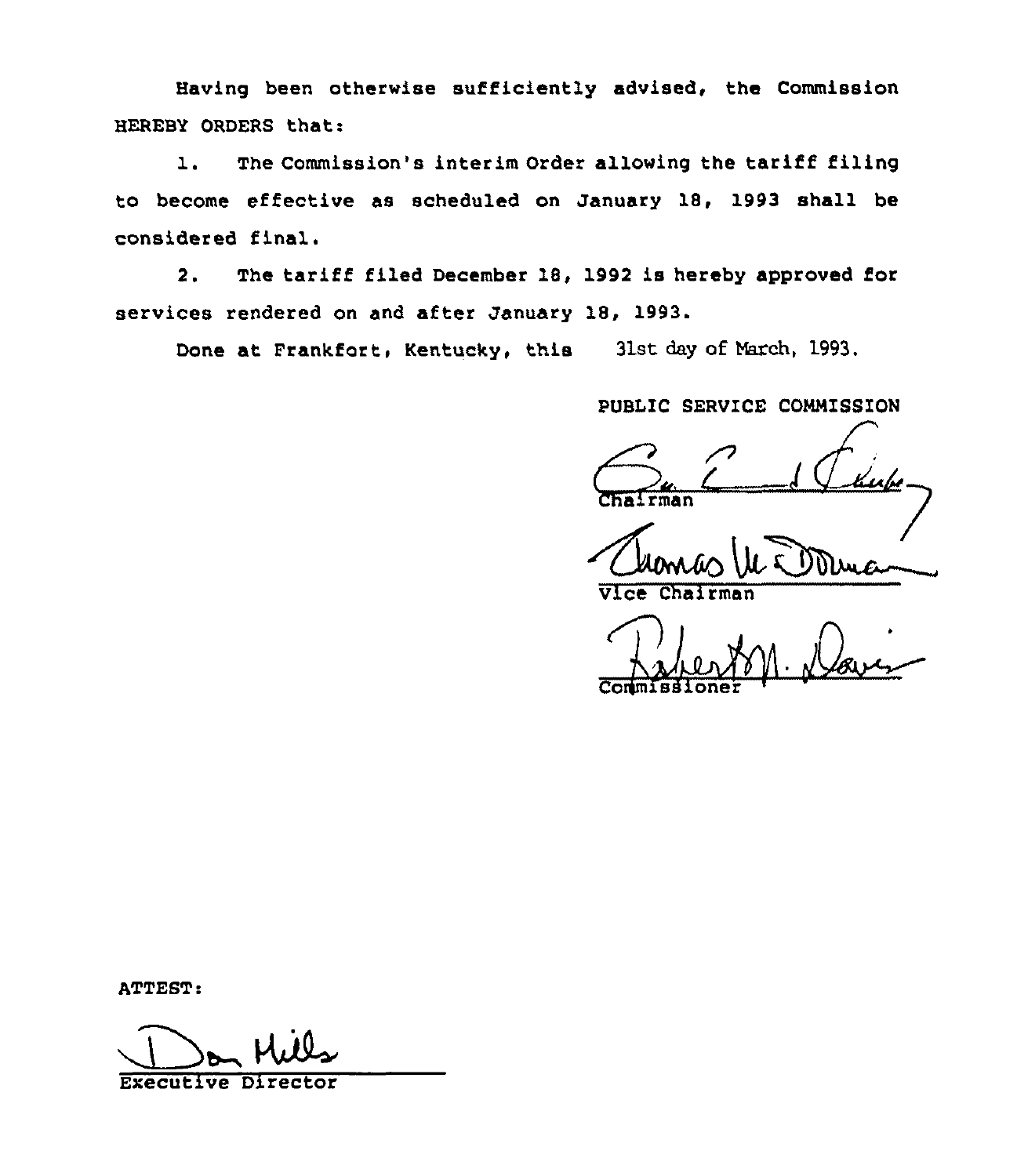Having been otherwise sufficiently advised, the Commission HEREBY ORDERS that:

1. The Commission's interim Order allowing the tariff filing to become effective as scheduled on January 18, 1993 shall be considered final.

2. The tariff filed December 18, 1992 is hereby approved for services rendered on and after January 18, 1993.

Done at Frankfort, Kentucky, this 31st day of March, 1993.

PUBLIC SERVICE COMMISSION

Chairman

Vice Chairman

Commissioner

ATTEST:

Executive Director